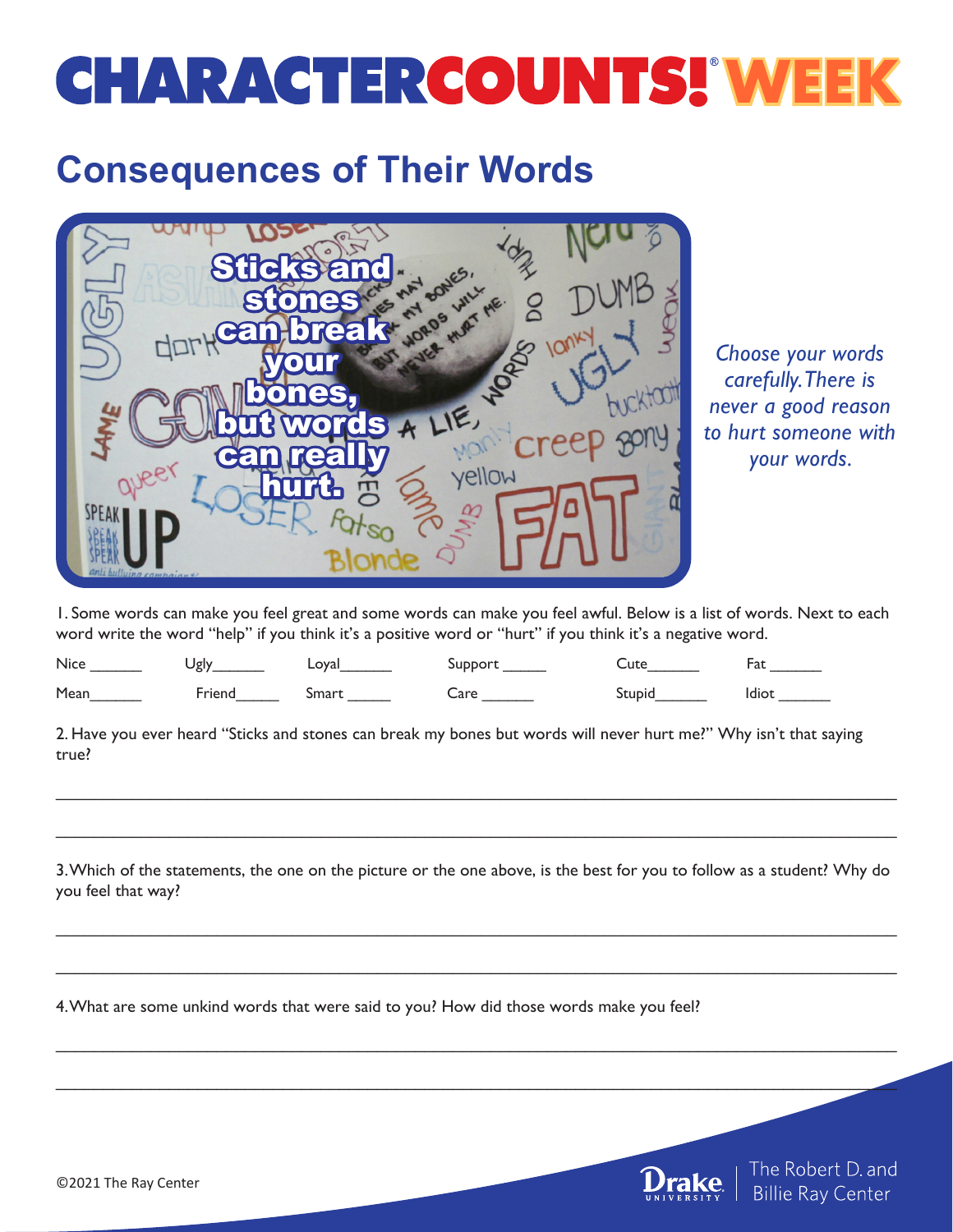# CHARACTER COUNTS!® WEEK

## Consequences of Their Words

**Sticks and stones can break your bones, but words can really hurt.**

*Choose your words carefully. There is never a good reason to hurt someone with your words.*

1. Some words can make you feel great and some words can make you feel awful. Below is a list of words. Next to each word write the word "help" if you think it's a positive word or "hurt" if you think it's a negative word.

| | | | | | |
|---|---|---|---|---|---|
| Nice ______ | Ugly______ | Loyal______ | Support _____ | Cute______ | Fat ______ |
| Mean______ | Friend_____ | Smart _____ | Care ______ | Stupid______ | Idiot ______ |

2. Have you ever heard "Sticks and stones can break my bones but words will never hurt me?" Why isn't that saying true?

________________________________________________________________________________

________________________________________________________________________________

3. Which of the statements, the one on the picture or the one above, is the best for you to follow as a student? Why do you feel that way?

________________________________________________________________________________

________________________________________________________________________________

4. What are some unkind words that were said to you? How did those words make you feel?

________________________________________________________________________________

________________________________________________________________________________

©2021 The Ray Center

Drake University | The Robert D. and Billie Ray Center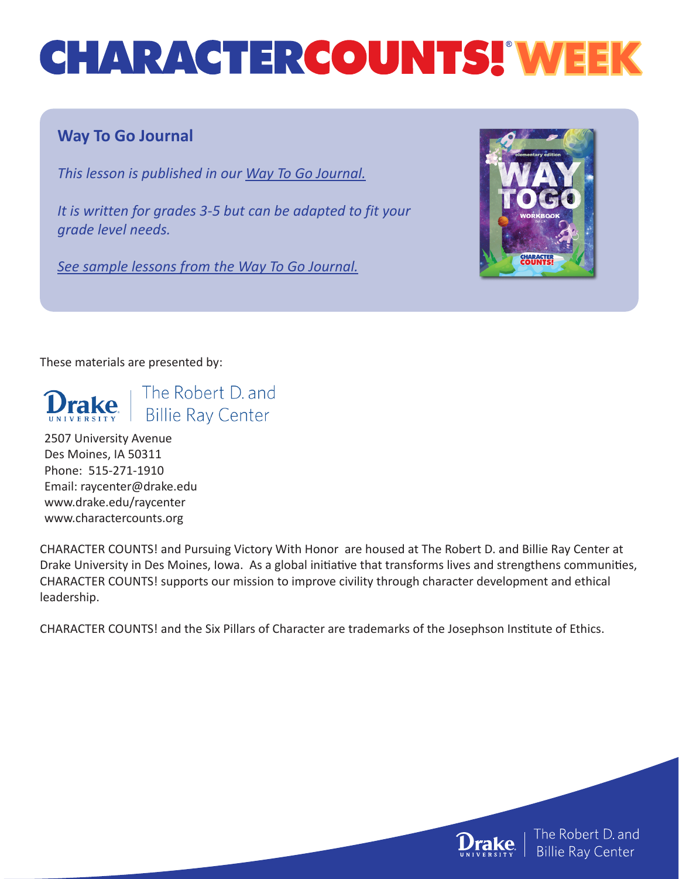# CHARACTER COUNTS!® WEEK

## Way To Go Journal

*This lesson is published in our Way To Go Journal.*

*It is written for grades 3-5 but can be adapted to fit your grade level needs.*

*See sample lessons from the Way To Go Journal.*

These materials are presented by:

Drake University | The Robert D. and Billie Ray Center

2507 University Avenue
Des Moines, IA 50311
Phone: 515-271-1910
Email: raycenter@drake.edu
www.drake.edu/raycenter
www.charactercounts.org

CHARACTER COUNTS! and Pursuing Victory With Honor are housed at The Robert D. and Billie Ray Center at Drake University in Des Moines, Iowa. As a global initiative that transforms lives and strengthens communities, CHARACTER COUNTS! supports our mission to improve civility through character development and ethical leadership.

CHARACTER COUNTS! and the Six Pillars of Character are trademarks of the Josephson Institute of Ethics.